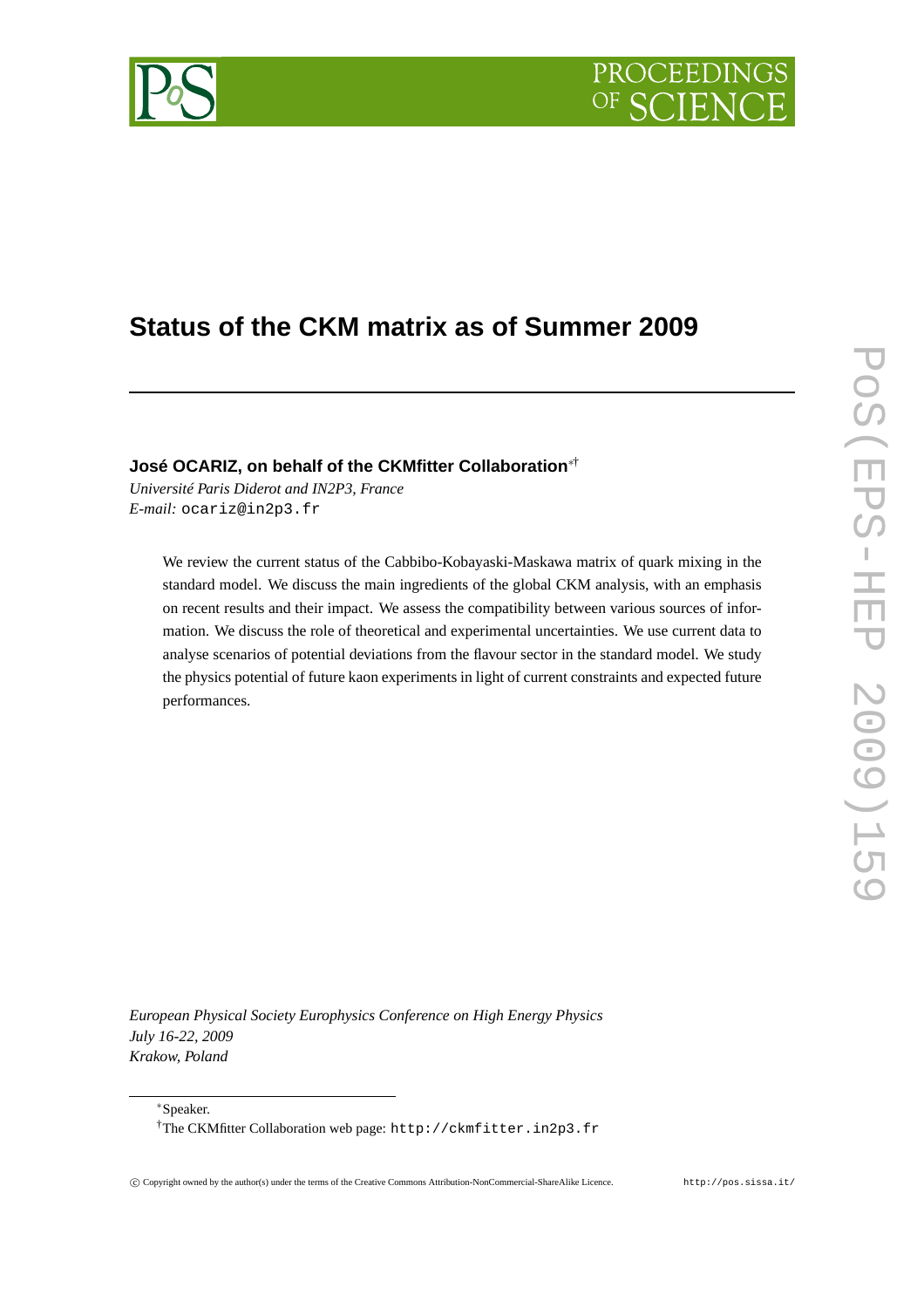# Status of the CKM matrix as of Summer 2009

**José OCARIZ, on behalf of the CKMfitter Collaboration**[∗†]

*Université Paris Diderot and IN2P3, France*
*E-mail:* ocariz@in2p3.fr

We review the current status of the Cabbibo-Kobayaski-Maskawa matrix of quark mixing in the standard model. We discuss the main ingredients of the global CKM analysis, with an emphasis on recent results and their impact. We assess the compatibility between various sources of information. We discuss the role of theoretical and experimental uncertainties. We use current data to analyse scenarios of potential deviations from the flavour sector in the standard model. We study the physics potential of future kaon experiments in light of current constraints and expected future performances.

*European Physical Society Europhysics Conference on High Energy Physics*
*July 16-22, 2009*
*Krakow, Poland*

---

[∗]Speaker.
[†]The CKMfitter Collaboration web page: http://ckmfitter.in2p3.fr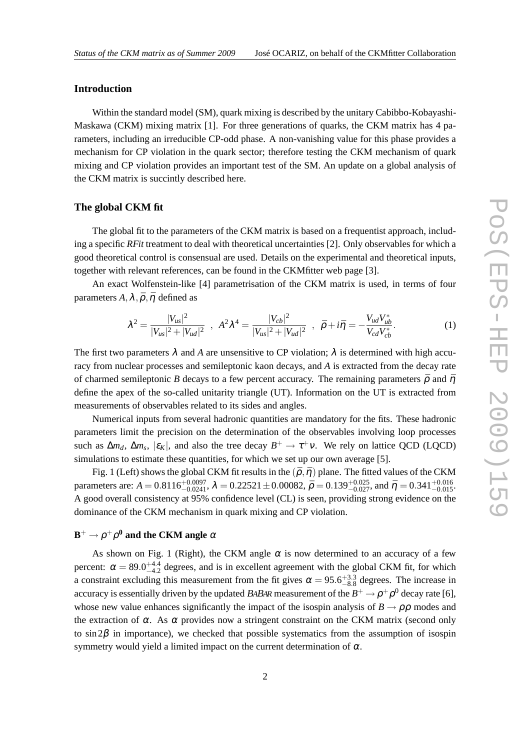## Introduction

Within the standard model (SM), quark mixing is described by the unitary Cabibbo-Kobayashi-Maskawa (CKM) mixing matrix [1]. For three generations of quarks, the CKM matrix has 4 parameters, including an irreducible CP-odd phase. A non-vanishing value for this phase provides a mechanism for CP violation in the quark sector; therefore testing the CKM mechanism of quark mixing and CP violation provides an important test of the SM. An update on a global analysis of the CKM matrix is succintly described here.

## The global CKM fit

The global fit to the parameters of the CKM matrix is based on a frequentist approach, including a specific *RFit* treatment to deal with theoretical uncertainties [2]. Only observables for which a good theoretical control is consensual are used. Details on the experimental and theoretical inputs, together with relevant references, can be found in the CKMfitter web page [3].

An exact Wolfenstein-like [4] parametrisation of the CKM matrix is used, in terms of four parameters $A, \lambda, \bar{\rho}, \bar{\eta}$ defined as

$$\lambda^2 = \frac{|V_{us}|^2}{|V_{us}|^2 + |V_{ud}|^2} \;\; , \;\; A^2\lambda^4 = \frac{|V_{cb}|^2}{|V_{us}|^2 + |V_{ud}|^2} \;\; , \;\; \bar{\rho} + i\bar{\eta} = -\frac{V_{ud}V_{ub}^*}{V_{cd}V_{cb}^*}. \tag{1}$$

The first two parameters $\lambda$ and $A$ are unsensitive to CP violation; $\lambda$ is determined with high accuracy from nuclear processes and semileptonic kaon decays, and $A$ is extracted from the decay rate of charmed semileptonic $B$ decays to a few percent accuracy. The remaining parameters $\bar{\rho}$ and $\bar{\eta}$ define the apex of the so-called unitarity triangle (UT). Information on the UT is extracted from measurements of observables related to its sides and angles.

Numerical inputs from several hadronic quantities are mandatory for the fits. These hadronic parameters limit the precision on the determination of the observables involving loop processes such as $\Delta m_d$, $\Delta m_s$, $|\varepsilon_K|$, and also the tree decay $B^+ \to \tau^+\nu$. We rely on lattice QCD (LQCD) simulations to estimate these quantities, for which we set up our own average [5].

Fig. 1 (Left) shows the global CKM fit results in the $(\bar{\rho}, \bar{\eta})$ plane. The fitted values of the CKM parameters are: $A = 0.8116^{+0.0097}_{-0.0241}$, $\lambda = 0.22521 \pm 0.00082$, $\bar{\rho} = 0.139^{+0.025}_{-0.027}$, and $\bar{\eta} = 0.341^{+0.016}_{-0.015}$. A good overall consistency at 95% confidence level (CL) is seen, providing strong evidence on the dominance of the CKM mechanism in quark mixing and CP violation.

## $\mathbf{B^+ \to \rho^+\rho^0}$ and the CKM angle $\alpha$

As shown on Fig. 1 (Right), the CKM angle $\alpha$ is now determined to an accuracy of a few percent: $\alpha = 89.0^{+4.4}_{-4.2}$ degrees, and is in excellent agreement with the global CKM fit, for which a constraint excluding this measurement from the fit gives $\alpha = 95.6^{+3.3}_{-8.8}$ degrees. The increase in accuracy is essentially driven by the updated BABAR measurement of the $B^+ \to \rho^+\rho^0$ decay rate [6], whose new value enhances significantly the impact of the isospin analysis of $B \to \rho\rho$ modes and the extraction of $\alpha$. As $\alpha$ provides now a stringent constraint on the CKM matrix (second only to $\sin 2\beta$ in importance), we checked that possible systematics from the assumption of isospin symmetry would yield a limited impact on the current determination of $\alpha$.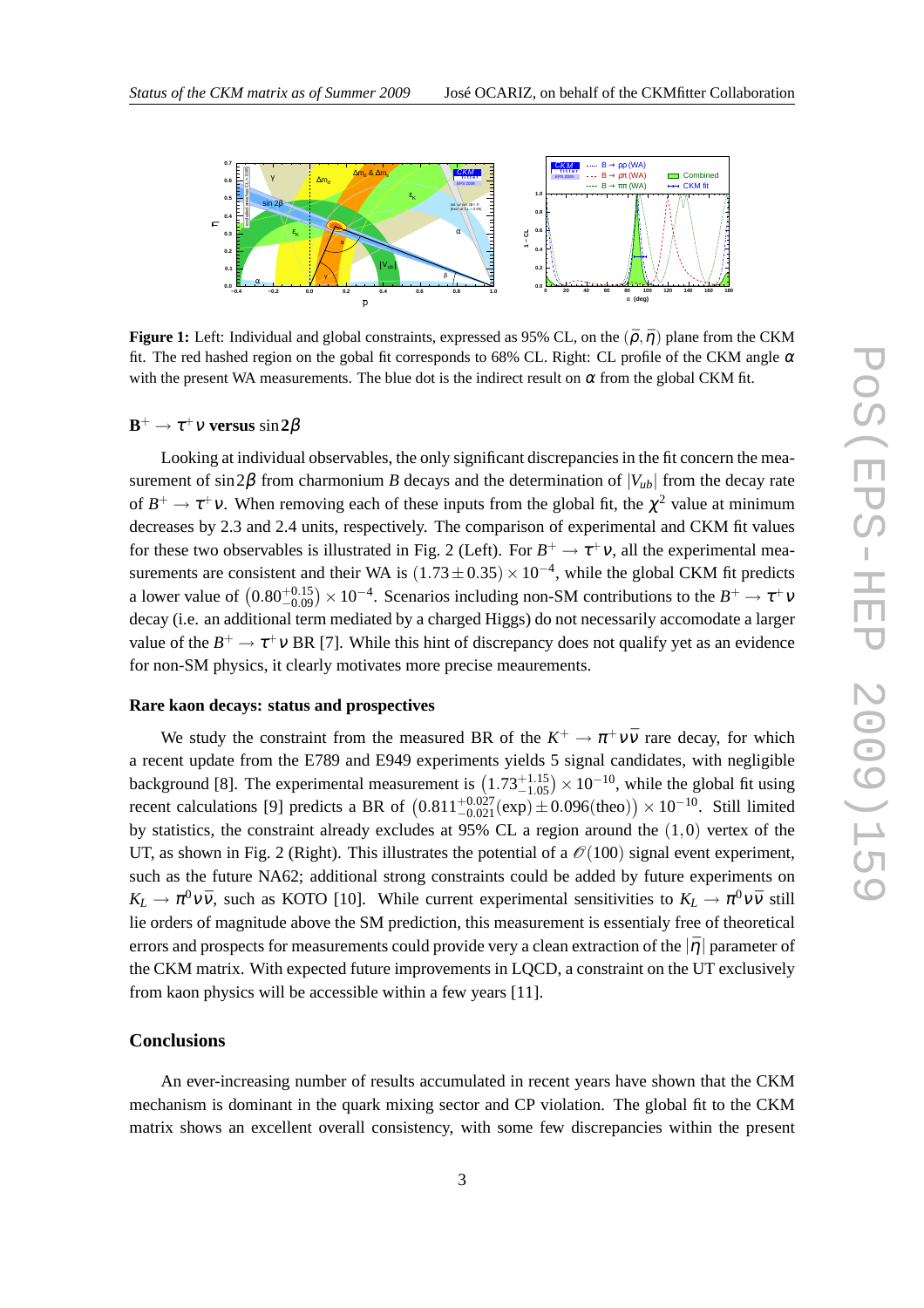**Figure 1:** Left: Individual and global constraints, expressed as 95% CL, on the $(\bar{\rho}, \bar{\eta})$ plane from the CKM fit. The red hashed region on the gobal fit corresponds to 68% CL. Right: CL profile of the CKM angle $\alpha$ with the present WA measurements. The blue dot is the indirect result on $\alpha$ from the global CKM fit.

### $\mathbf{B^+ \to \tau^+ \nu}$ versus $\sin 2\beta$

Looking at individual observables, the only significant discrepancies in the fit concern the measurement of $\sin 2\beta$ from charmonium $B$ decays and the determination of $|V_{ub}|$ from the decay rate of $B^+ \to \tau^+ \nu$. When removing each of these inputs from the global fit, the $\chi^2$ value at minimum decreases by 2.3 and 2.4 units, respectively. The comparison of experimental and CKM fit values for these two observables is illustrated in Fig. 2 (Left). For $B^+ \to \tau^+ \nu$, all the experimental measurements are consistent and their WA is $(1.73 \pm 0.35) \times 10^{-4}$, while the global CKM fit predicts a lower value of $\left(0.80^{+0.15}_{-0.09}\right) \times 10^{-4}$. Scenarios including non-SM contributions to the $B^+ \to \tau^+ \nu$ decay (i.e. an additional term mediated by a charged Higgs) do not necessarily accomodate a larger value of the $B^+ \to \tau^+ \nu$ BR [7]. While this hint of discrepancy does not qualify yet as an evidence for non-SM physics, it clearly motivates more precise meaurements.

### Rare kaon decays: status and prospectives

We study the constraint from the measured BR of the $K^+ \to \pi^+ \nu \bar{\nu}$ rare decay, for which a recent update from the E789 and E949 experiments yields 5 signal candidates, with negligible background [8]. The experimental measurement is $\left(1.73^{+1.15}_{-1.05}\right) \times 10^{-10}$, while the global fit using recent calculations [9] predicts a BR of $\left(0.811^{+0.027}_{-0.021}(\mathrm{exp}) \pm 0.096(\mathrm{theo})\right) \times 10^{-10}$. Still limited by statistics, the constraint already excludes at 95% CL a region around the $(1,0)$ vertex of the UT, as shown in Fig. 2 (Right). This illustrates the potential of a $\mathcal{O}(100)$ signal event experiment, such as the future NA62; additional strong constraints could be added by future experiments on $K_L \to \pi^0 \nu \bar{\nu}$, such as KOTO [10]. While current experimental sensitivities to $K_L \to \pi^0 \nu \bar{\nu}$ still lie orders of magnitude above the SM prediction, this measurement is essentialy free of theoretical errors and prospects for measurements could provide very a clean extraction of the $|\bar{\eta}|$ parameter of the CKM matrix. With expected future improvements in LQCD, a constraint on the UT exclusively from kaon physics will be accessible within a few years [11].

### Conclusions

An ever-increasing number of results accumulated in recent years have shown that the CKM mechanism is dominant in the quark mixing sector and CP violation. The global fit to the CKM matrix shows an excellent overall consistency, with some few discrepancies within the present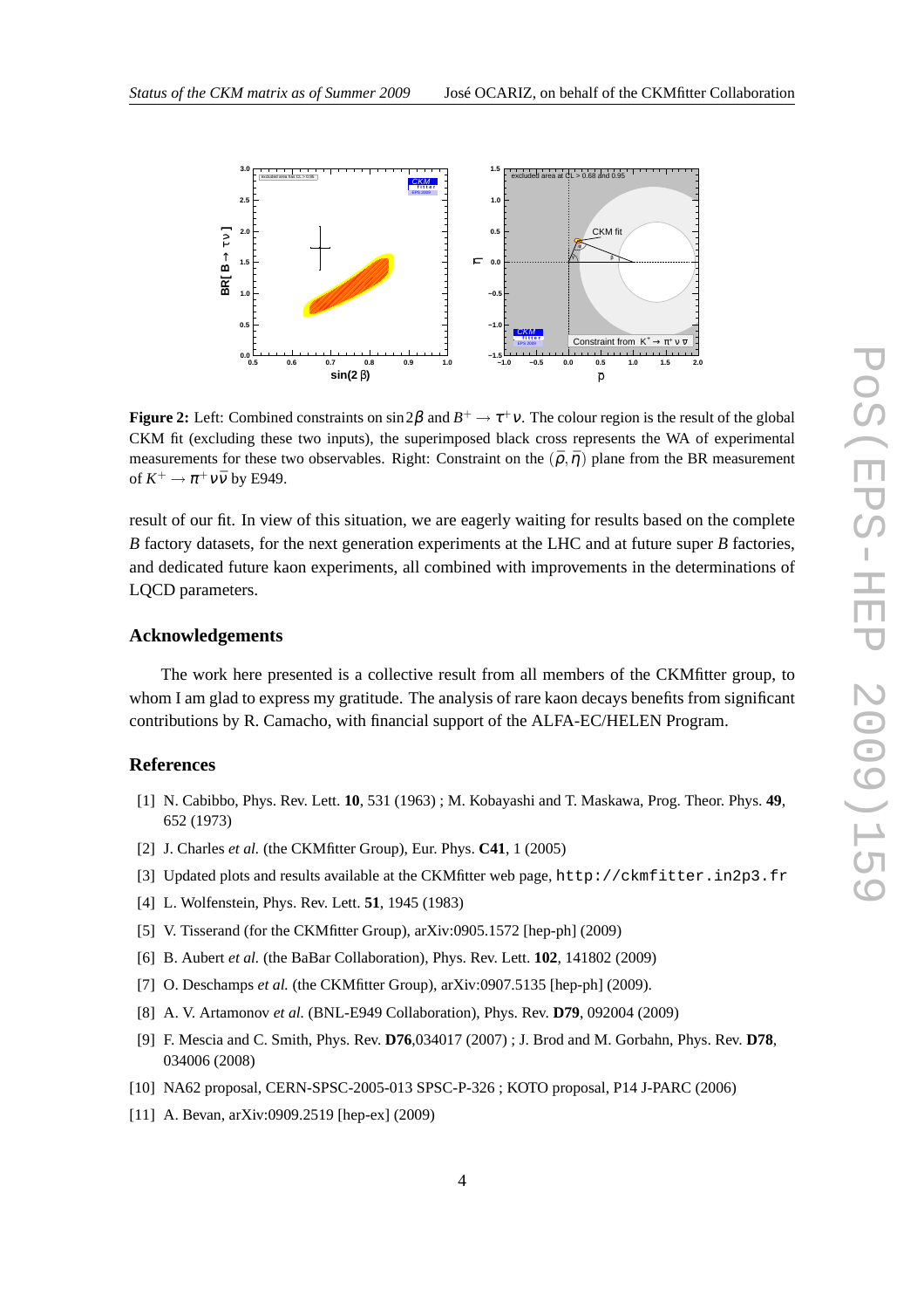BR[ B → τ ν ]

sin(2 β)

excluded area has CL > 0.95

CKM fitter EPS 2009

$\bar{\eta}$

$\bar{\rho}$

excluded area at CL > 0.68 and 0.95

CKM fit

Constraint from K⁺ → π⁺ ν ν̄

**Figure 2:** Left: Combined constraints on $\sin 2\beta$ and $B^+ \to \tau^+\nu$. The colour region is the result of the global CKM fit (excluding these two inputs), the superimposed black cross represents the WA of experimental measurements for these two observables. Right: Constraint on the $(\bar{\rho}, \bar{\eta})$ plane from the BR measurement of $K^+ \to \pi^+\nu\bar{\nu}$ by E949.

result of our fit. In view of this situation, we are eagerly waiting for results based on the complete $B$ factory datasets, for the next generation experiments at the LHC and at future super $B$ factories, and dedicated future kaon experiments, all combined with improvements in the determinations of LQCD parameters.

## Acknowledgements

The work here presented is a collective result from all members of the CKMfitter group, to whom I am glad to express my gratitude. The analysis of rare kaon decays benefits from significant contributions by R. Camacho, with financial support of the ALFA-EC/HELEN Program.

## References

[1] N. Cabibbo, Phys. Rev. Lett. **10**, 531 (1963) ; M. Kobayashi and T. Maskawa, Prog. Theor. Phys. **49**, 652 (1973)

[2] J. Charles *et al.* (the CKMfitter Group), Eur. Phys. **C41**, 1 (2005)

[3] Updated plots and results available at the CKMfitter web page, `http://ckmfitter.in2p3.fr`

[4] L. Wolfenstein, Phys. Rev. Lett. **51**, 1945 (1983)

[5] V. Tisserand (for the CKMfitter Group), arXiv:0905.1572 [hep-ph] (2009)

[6] B. Aubert *et al.* (the BaBar Collaboration), Phys. Rev. Lett. **102**, 141802 (2009)

[7] O. Deschamps *et al.* (the CKMfitter Group), arXiv:0907.5135 [hep-ph] (2009).

[8] A. V. Artamonov *et al.* (BNL-E949 Collaboration), Phys. Rev. **D79**, 092004 (2009)

[9] F. Mescia and C. Smith, Phys. Rev. **D76**,034017 (2007) ; J. Brod and M. Gorbahn, Phys. Rev. **D78**, 034006 (2008)

[10] NA62 proposal, CERN-SPSC-2005-013 SPSC-P-326 ; KOTO proposal, P14 J-PARC (2006)

[11] A. Bevan, arXiv:0909.2519 [hep-ex] (2009)